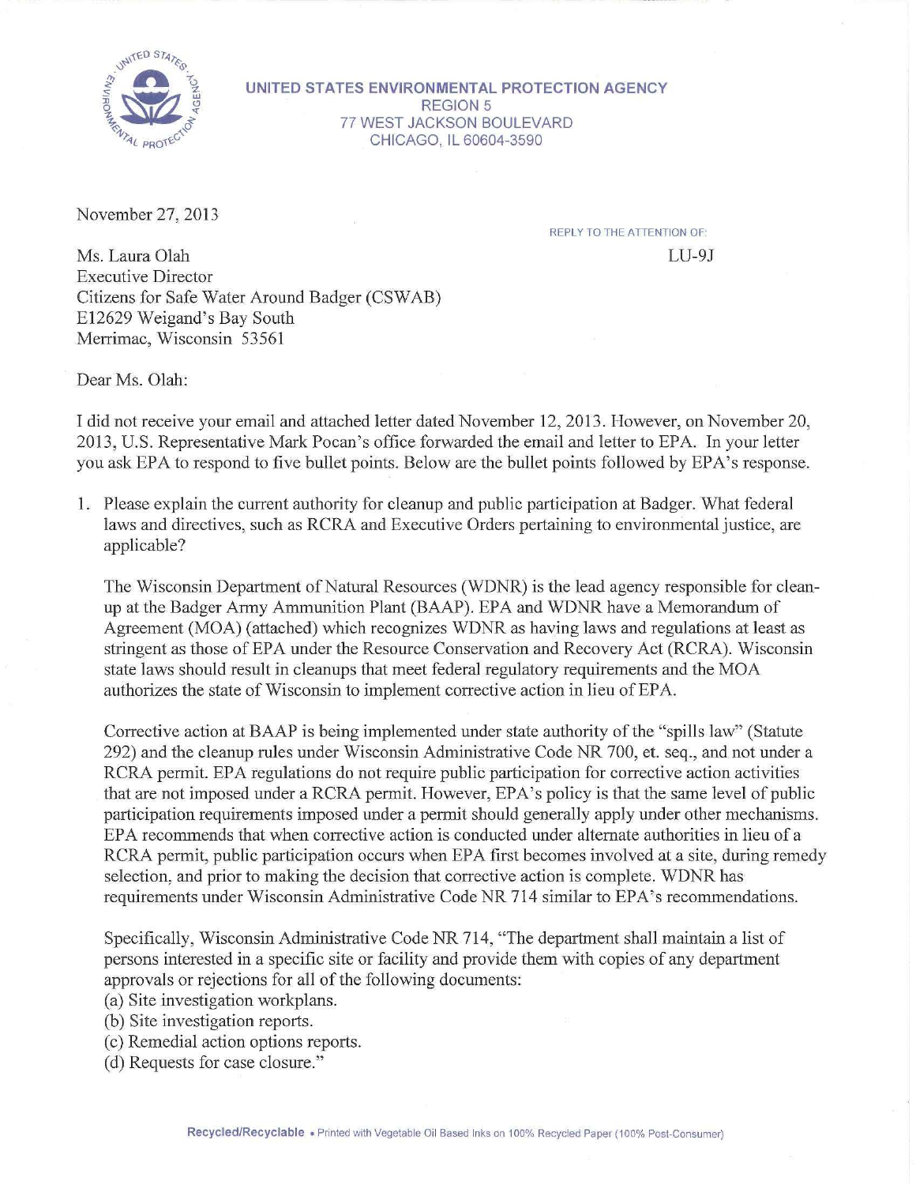**UNITED STATES ENVIRONMENTAL PROTECTION AGENCY**
REGION 5
77 WEST JACKSON BOULEVARD
CHICAGO, IL 60604-3590

November 27, 2013

REPLY TO THE ATTENTION OF:
LU-9J

Ms. Laura Olah
Executive Director
Citizens for Safe Water Around Badger (CSWAB)
E12629 Weigand's Bay South
Merrimac, Wisconsin 53561

Dear Ms. Olah:

I did not receive your email and attached letter dated November 12, 2013. However, on November 20, 2013, U.S. Representative Mark Pocan's office forwarded the email and letter to EPA. In your letter you ask EPA to respond to five bullet points. Below are the bullet points followed by EPA's response.

1. Please explain the current authority for cleanup and public participation at Badger. What federal laws and directives, such as RCRA and Executive Orders pertaining to environmental justice, are applicable?

   The Wisconsin Department of Natural Resources (WDNR) is the lead agency responsible for clean-up at the Badger Army Ammunition Plant (BAAP). EPA and WDNR have a Memorandum of Agreement (MOA) (attached) which recognizes WDNR as having laws and regulations at least as stringent as those of EPA under the Resource Conservation and Recovery Act (RCRA). Wisconsin state laws should result in cleanups that meet federal regulatory requirements and the MOA authorizes the state of Wisconsin to implement corrective action in lieu of EPA.

   Corrective action at BAAP is being implemented under state authority of the "spills law" (Statute 292) and the cleanup rules under Wisconsin Administrative Code NR 700, et. seq., and not under a RCRA permit. EPA regulations do not require public participation for corrective action activities that are not imposed under a RCRA permit. However, EPA's policy is that the same level of public participation requirements imposed under a permit should generally apply under other mechanisms. EPA recommends that when corrective action is conducted under alternate authorities in lieu of a RCRA permit, public participation occurs when EPA first becomes involved at a site, during remedy selection, and prior to making the decision that corrective action is complete. WDNR has requirements under Wisconsin Administrative Code NR 714 similar to EPA's recommendations.

   Specifically, Wisconsin Administrative Code NR 714, "The department shall maintain a list of persons interested in a specific site or facility and provide them with copies of any department approvals or rejections for all of the following documents:
   (a) Site investigation workplans.
   (b) Site investigation reports.
   (c) Remedial action options reports.
   (d) Requests for case closure."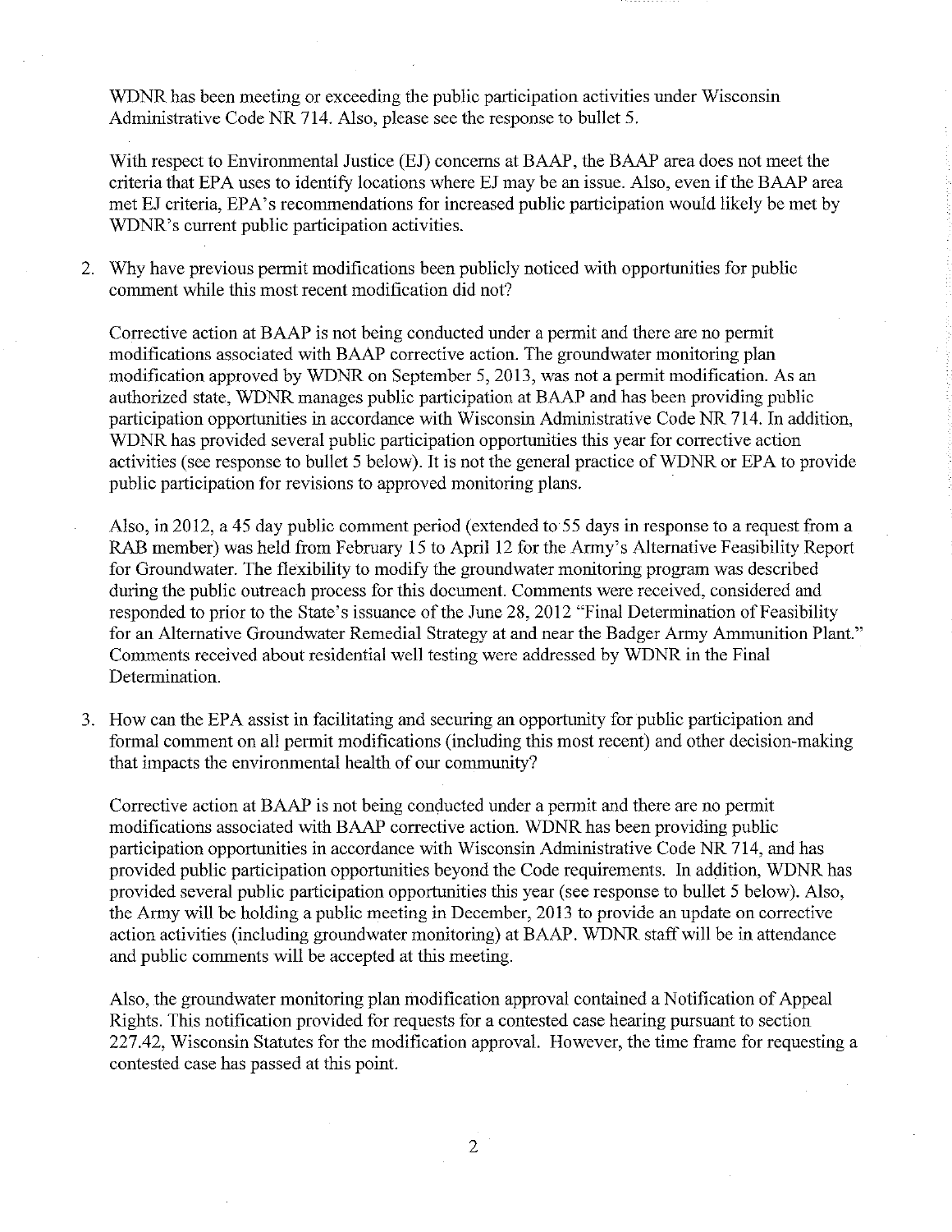WDNR has been meeting or exceeding the public participation activities under Wisconsin Administrative Code NR 714. Also, please see the response to bullet 5.

With respect to Environmental Justice (EJ) concerns at BAAP, the BAAP area does not meet the criteria that EPA uses to identify locations where EJ may be an issue. Also, even if the BAAP area met EJ criteria, EPA's recommendations for increased public participation would likely be met by WDNR's current public participation activities.

2. Why have previous permit modifications been publicly noticed with opportunities for public comment while this most recent modification did not?

   Corrective action at BAAP is not being conducted under a permit and there are no permit modifications associated with BAAP corrective action. The groundwater monitoring plan modification approved by WDNR on September 5, 2013, was not a permit modification. As an authorized state, WDNR manages public participation at BAAP and has been providing public participation opportunities in accordance with Wisconsin Administrative Code NR 714. In addition, WDNR has provided several public participation opportunities this year for corrective action activities (see response to bullet 5 below). It is not the general practice of WDNR or EPA to provide public participation for revisions to approved monitoring plans.

   Also, in 2012, a 45 day public comment period (extended to 55 days in response to a request from a RAB member) was held from February 15 to April 12 for the Army's Alternative Feasibility Report for Groundwater. The flexibility to modify the groundwater monitoring program was described during the public outreach process for this document. Comments were received, considered and responded to prior to the State's issuance of the June 28, 2012 "Final Determination of Feasibility for an Alternative Groundwater Remedial Strategy at and near the Badger Army Ammunition Plant." Comments received about residential well testing were addressed by WDNR in the Final Determination.

3. How can the EPA assist in facilitating and securing an opportunity for public participation and formal comment on all permit modifications (including this most recent) and other decision-making that impacts the environmental health of our community?

   Corrective action at BAAP is not being conducted under a permit and there are no permit modifications associated with BAAP corrective action. WDNR has been providing public participation opportunities in accordance with Wisconsin Administrative Code NR 714, and has provided public participation opportunities beyond the Code requirements. In addition, WDNR has provided several public participation opportunities this year (see response to bullet 5 below). Also, the Army will be holding a public meeting in December, 2013 to provide an update on corrective action activities (including groundwater monitoring) at BAAP. WDNR staff will be in attendance and public comments will be accepted at this meeting.

   Also, the groundwater monitoring plan modification approval contained a Notification of Appeal Rights. This notification provided for requests for a contested case hearing pursuant to section 227.42, Wisconsin Statutes for the modification approval. However, the time frame for requesting a contested case has passed at this point.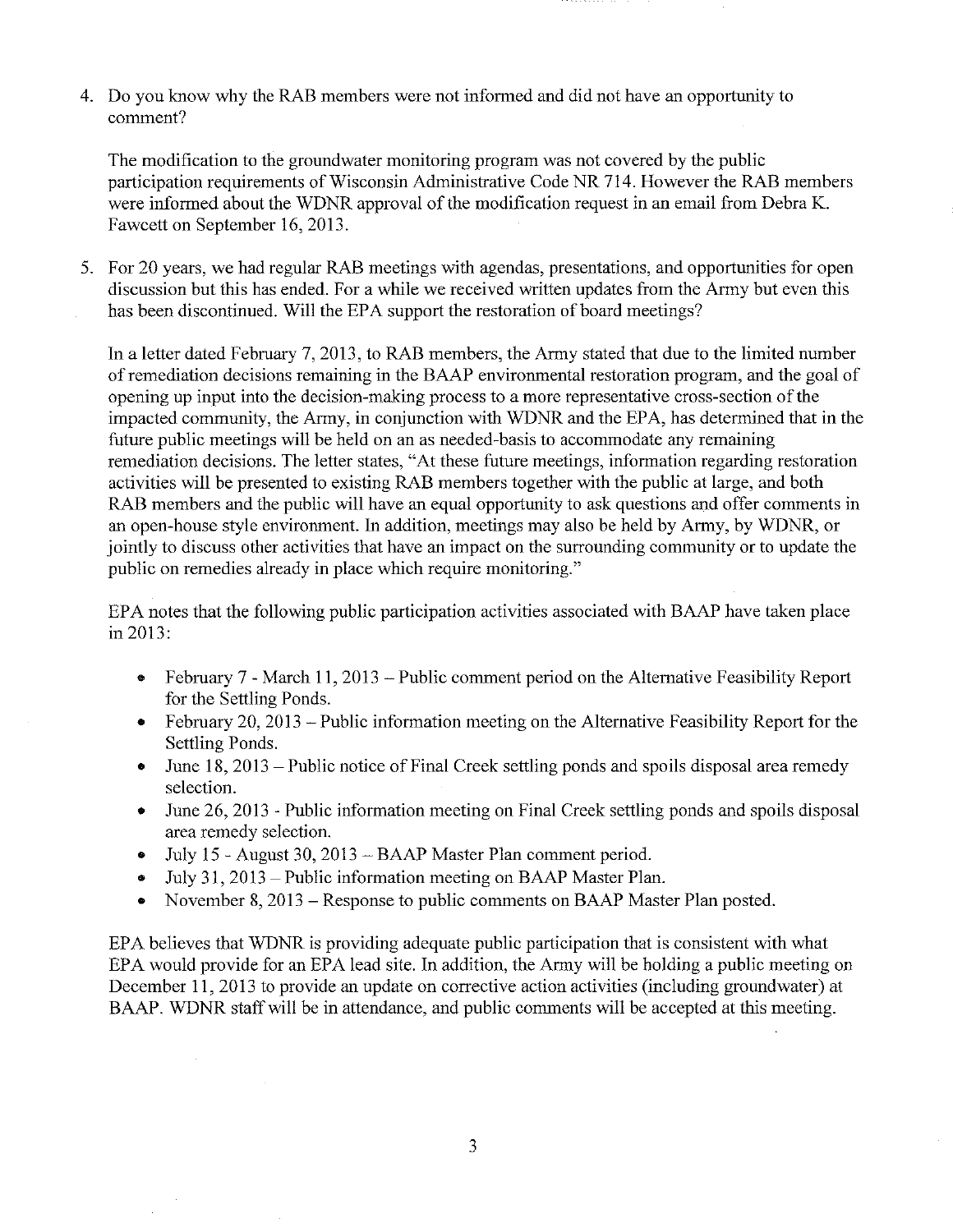4. Do you know why the RAB members were not informed and did not have an opportunity to comment?

   The modification to the groundwater monitoring program was not covered by the public participation requirements of Wisconsin Administrative Code NR 714. However the RAB members were informed about the WDNR approval of the modification request in an email from Debra K. Fawcett on September 16, 2013.

5. For 20 years, we had regular RAB meetings with agendas, presentations, and opportunities for open discussion but this has ended. For a while we received written updates from the Army but even this has been discontinued. Will the EPA support the restoration of board meetings?

   In a letter dated February 7, 2013, to RAB members, the Army stated that due to the limited number of remediation decisions remaining in the BAAP environmental restoration program, and the goal of opening up input into the decision-making process to a more representative cross-section of the impacted community, the Army, in conjunction with WDNR and the EPA, has determined that in the future public meetings will be held on an as needed-basis to accommodate any remaining remediation decisions. The letter states, "At these future meetings, information regarding restoration activities will be presented to existing RAB members together with the public at large, and both RAB members and the public will have an equal opportunity to ask questions and offer comments in an open-house style environment. In addition, meetings may also be held by Army, by WDNR, or jointly to discuss other activities that have an impact on the surrounding community or to update the public on remedies already in place which require monitoring."

   EPA notes that the following public participation activities associated with BAAP have taken place in 2013:

   - February 7 - March 11, 2013 – Public comment period on the Alternative Feasibility Report for the Settling Ponds.
   - February 20, 2013 – Public information meeting on the Alternative Feasibility Report for the Settling Ponds.
   - June 18, 2013 – Public notice of Final Creek settling ponds and spoils disposal area remedy selection.
   - June 26, 2013 - Public information meeting on Final Creek settling ponds and spoils disposal area remedy selection.
   - July 15 - August 30, 2013 – BAAP Master Plan comment period.
   - July 31, 2013 – Public information meeting on BAAP Master Plan.
   - November 8, 2013 – Response to public comments on BAAP Master Plan posted.

   EPA believes that WDNR is providing adequate public participation that is consistent with what EPA would provide for an EPA lead site. In addition, the Army will be holding a public meeting on December 11, 2013 to provide an update on corrective action activities (including groundwater) at BAAP. WDNR staff will be in attendance, and public comments will be accepted at this meeting.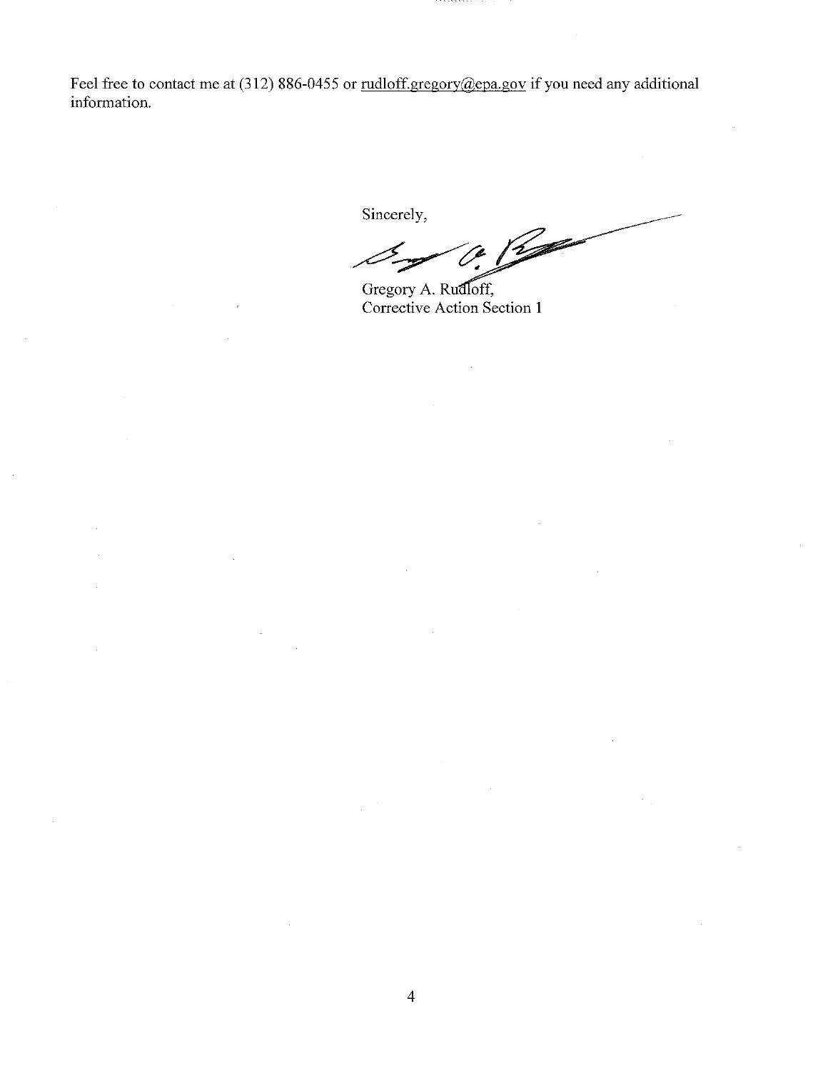Feel free to contact me at (312) 886-0455 or rudloff.gregory@epa.gov if you need any additional information.

Sincerely,

Gregory A. Rudloff,
Corrective Action Section 1